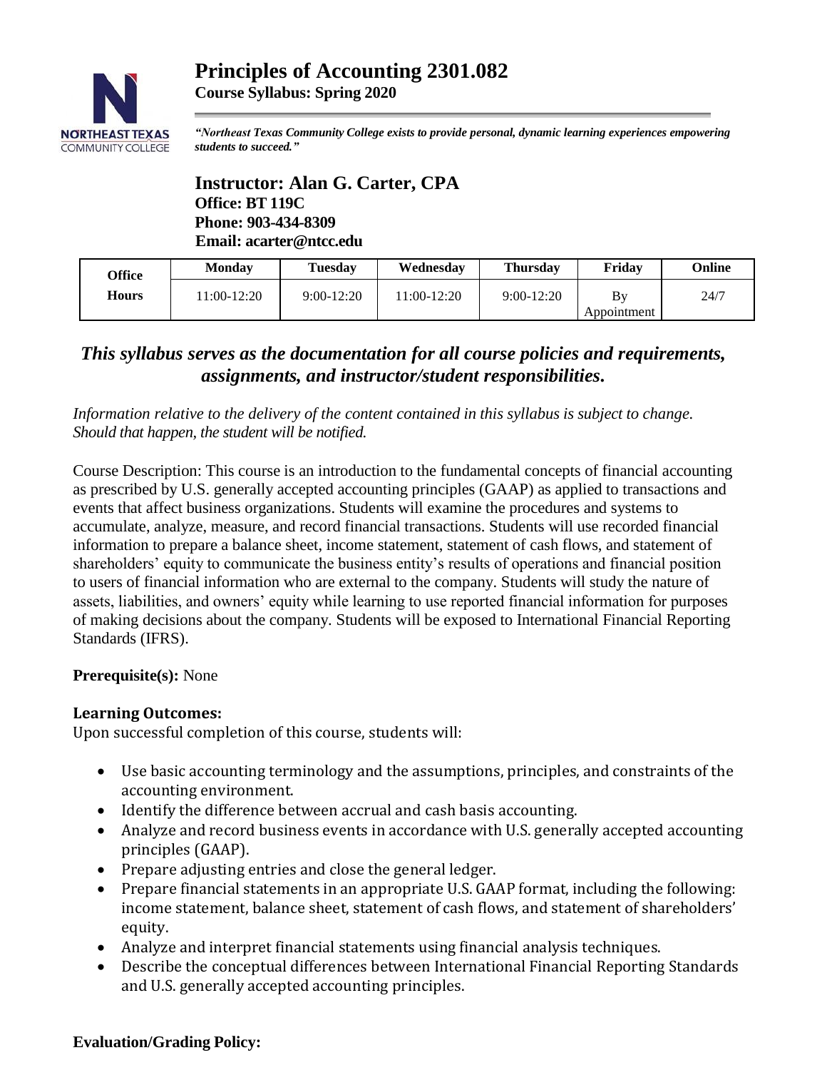# Principles of Accounting 2301.082

**Course Syllabus: Spring 2020**

***"Northeast Texas Community College exists to provide personal, dynamic learning experiences empowering students to succeed."***

## Instructor: Alan G. Carter, CPA

**Office: BT 119C**
**Phone: 903-434-8309**
**Email: acarter@ntcc.edu**

| Office Hours | Monday | Tuesday | Wednesday | Thursday | Friday | Online |
|---|---|---|---|---|---|---|
| | 11:00-12:20 | 9:00-12:20 | 11:00-12:20 | 9:00-12:20 | By Appointment | 24/7 |

***This syllabus serves as the documentation for all course policies and requirements, assignments, and instructor/student responsibilities.***

*Information relative to the delivery of the content contained in this syllabus is subject to change. Should that happen, the student will be notified.*

Course Description: This course is an introduction to the fundamental concepts of financial accounting as prescribed by U.S. generally accepted accounting principles (GAAP) as applied to transactions and events that affect business organizations. Students will examine the procedures and systems to accumulate, analyze, measure, and record financial transactions. Students will use recorded financial information to prepare a balance sheet, income statement, statement of cash flows, and statement of shareholders' equity to communicate the business entity's results of operations and financial position to users of financial information who are external to the company. Students will study the nature of assets, liabilities, and owners' equity while learning to use reported financial information for purposes of making decisions about the company. Students will be exposed to International Financial Reporting Standards (IFRS).

**Prerequisite(s):** None

**Learning Outcomes:**

Upon successful completion of this course, students will:

- Use basic accounting terminology and the assumptions, principles, and constraints of the accounting environment.
- Identify the difference between accrual and cash basis accounting.
- Analyze and record business events in accordance with U.S. generally accepted accounting principles (GAAP).
- Prepare adjusting entries and close the general ledger.
- Prepare financial statements in an appropriate U.S. GAAP format, including the following: income statement, balance sheet, statement of cash flows, and statement of shareholders' equity.
- Analyze and interpret financial statements using financial analysis techniques.
- Describe the conceptual differences between International Financial Reporting Standards and U.S. generally accepted accounting principles.

**Evaluation/Grading Policy:**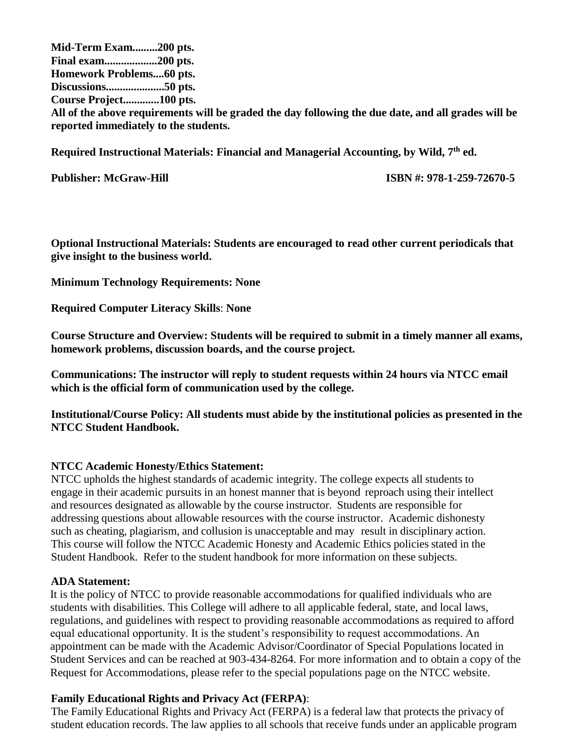**Mid-Term Exam.........200 pts.**
**Final exam..................200 pts.**
**Homework Problems....60 pts.**
**Discussions.....................50 pts.**
**Course Project.............100 pts.**
**All of the above requirements will be graded the day following the due date, and all grades will be reported immediately to the students.**

**Required Instructional Materials: Financial and Managerial Accounting, by Wild, 7th ed.**

**Publisher: McGraw-Hill** **ISBN #: 978-1-259-72670-5**

**Optional Instructional Materials: Students are encouraged to read other current periodicals that give insight to the business world.**

**Minimum Technology Requirements: None**

**Required Computer Literacy Skills**: **None**

**Course Structure and Overview: Students will be required to submit in a timely manner all exams, homework problems, discussion boards, and the course project.**

**Communications: The instructor will reply to student requests within 24 hours via NTCC email which is the official form of communication used by the college.**

**Institutional/Course Policy: All students must abide by the institutional policies as presented in the NTCC Student Handbook.**

**NTCC Academic Honesty/Ethics Statement:**
NTCC upholds the highest standards of academic integrity. The college expects all students to engage in their academic pursuits in an honest manner that is beyond reproach using their intellect and resources designated as allowable by the course instructor. Students are responsible for addressing questions about allowable resources with the course instructor. Academic dishonesty such as cheating, plagiarism, and collusion is unacceptable and may result in disciplinary action. This course will follow the NTCC Academic Honesty and Academic Ethics policies stated in the Student Handbook. Refer to the student handbook for more information on these subjects.

**ADA Statement:**
It is the policy of NTCC to provide reasonable accommodations for qualified individuals who are students with disabilities. This College will adhere to all applicable federal, state, and local laws, regulations, and guidelines with respect to providing reasonable accommodations as required to afford equal educational opportunity. It is the student's responsibility to request accommodations. An appointment can be made with the Academic Advisor/Coordinator of Special Populations located in Student Services and can be reached at 903-434-8264. For more information and to obtain a copy of the Request for Accommodations, please refer to the special populations page on the NTCC website.

**Family Educational Rights and Privacy Act (FERPA)**:
The Family Educational Rights and Privacy Act (FERPA) is a federal law that protects the privacy of student education records. The law applies to all schools that receive funds under an applicable program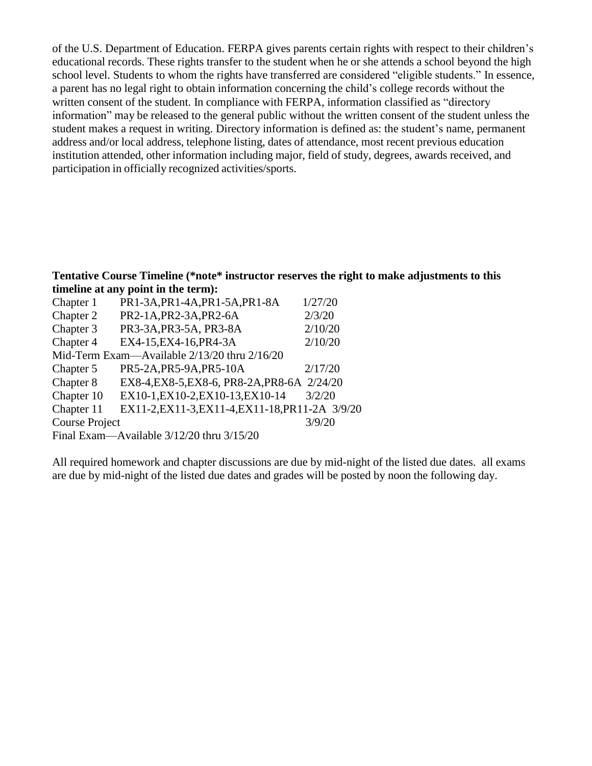of the U.S. Department of Education. FERPA gives parents certain rights with respect to their children's educational records. These rights transfer to the student when he or she attends a school beyond the high school level. Students to whom the rights have transferred are considered "eligible students." In essence, a parent has no legal right to obtain information concerning the child's college records without the written consent of the student. In compliance with FERPA, information classified as "directory information" may be released to the general public without the written consent of the student unless the student makes a request in writing. Directory information is defined as: the student's name, permanent address and/or local address, telephone listing, dates of attendance, most recent previous education institution attended, other information including major, field of study, degrees, awards received, and participation in officially recognized activities/sports.

**Tentative Course Timeline (*note* instructor reserves the right to make adjustments to this timeline at any point in the term):**

| | | |
|---|---|---|
| Chapter 1 | PR1-3A,PR1-4A,PR1-5A,PR1-8A | 1/27/20 |
| Chapter 2 | PR2-1A,PR2-3A,PR2-6A | 2/3/20 |
| Chapter 3 | PR3-3A,PR3-5A, PR3-8A | 2/10/20 |
| Chapter 4 | EX4-15,EX4-16,PR4-3A | 2/10/20 |
| Mid-Term Exam—Available 2/13/20 thru 2/16/20 | | |
| Chapter 5 | PR5-2A,PR5-9A,PR5-10A | 2/17/20 |
| Chapter 8 | EX8-4,EX8-5,EX8-6, PR8-2A,PR8-6A | 2/24/20 |
| Chapter 10 | EX10-1,EX10-2,EX10-13,EX10-14 | 3/2/20 |
| Chapter 11 | EX11-2,EX11-3,EX11-4,EX11-18,PR11-2A | 3/9/20 |
| Course Project | | 3/9/20 |
| Final Exam—Available 3/12/20 thru 3/15/20 | | |

All required homework and chapter discussions are due by mid-night of the listed due dates. all exams are due by mid-night of the listed due dates and grades will be posted by noon the following day.